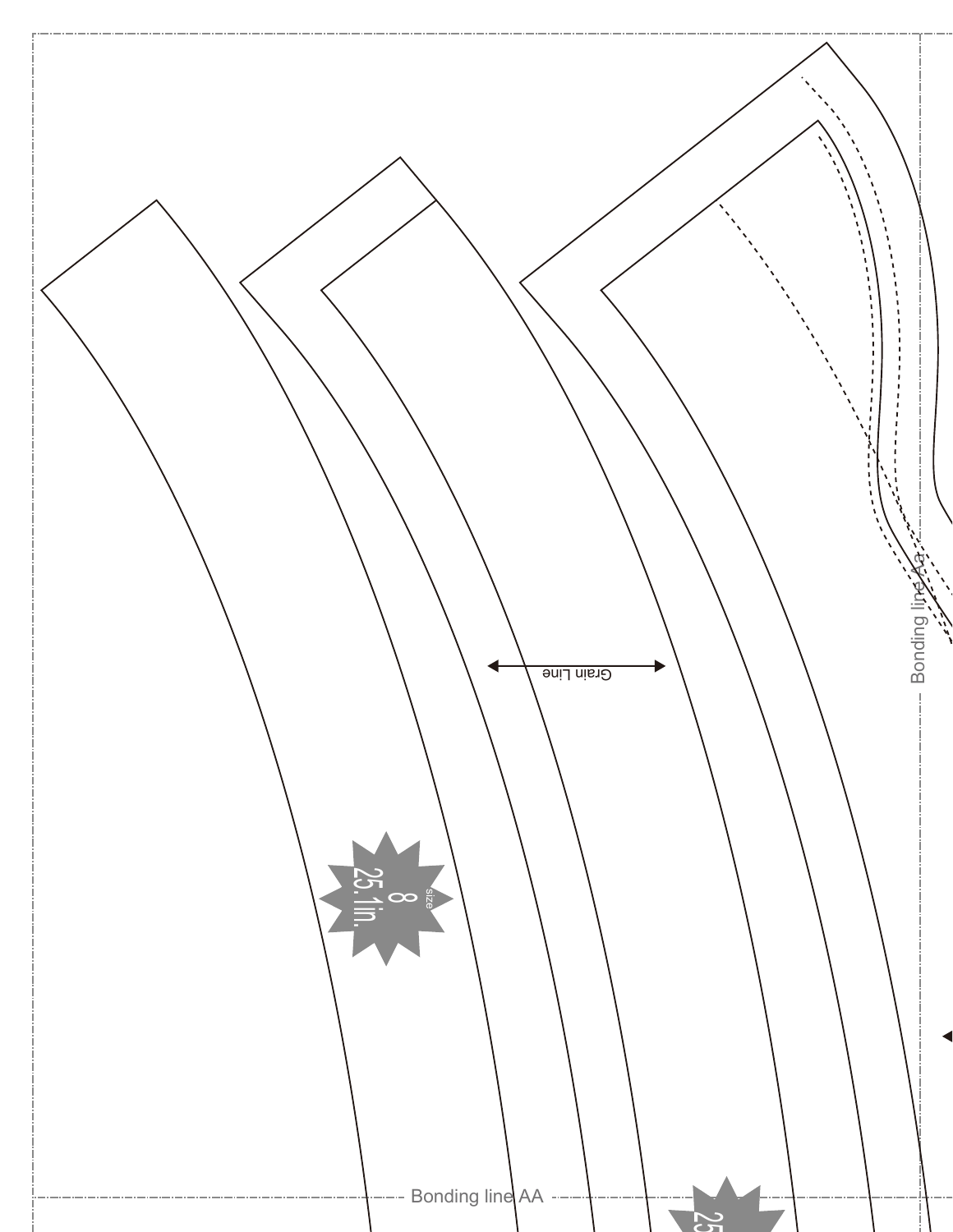Grain Line

size
8
25.1in.

Bonding line AA

Bonding line AA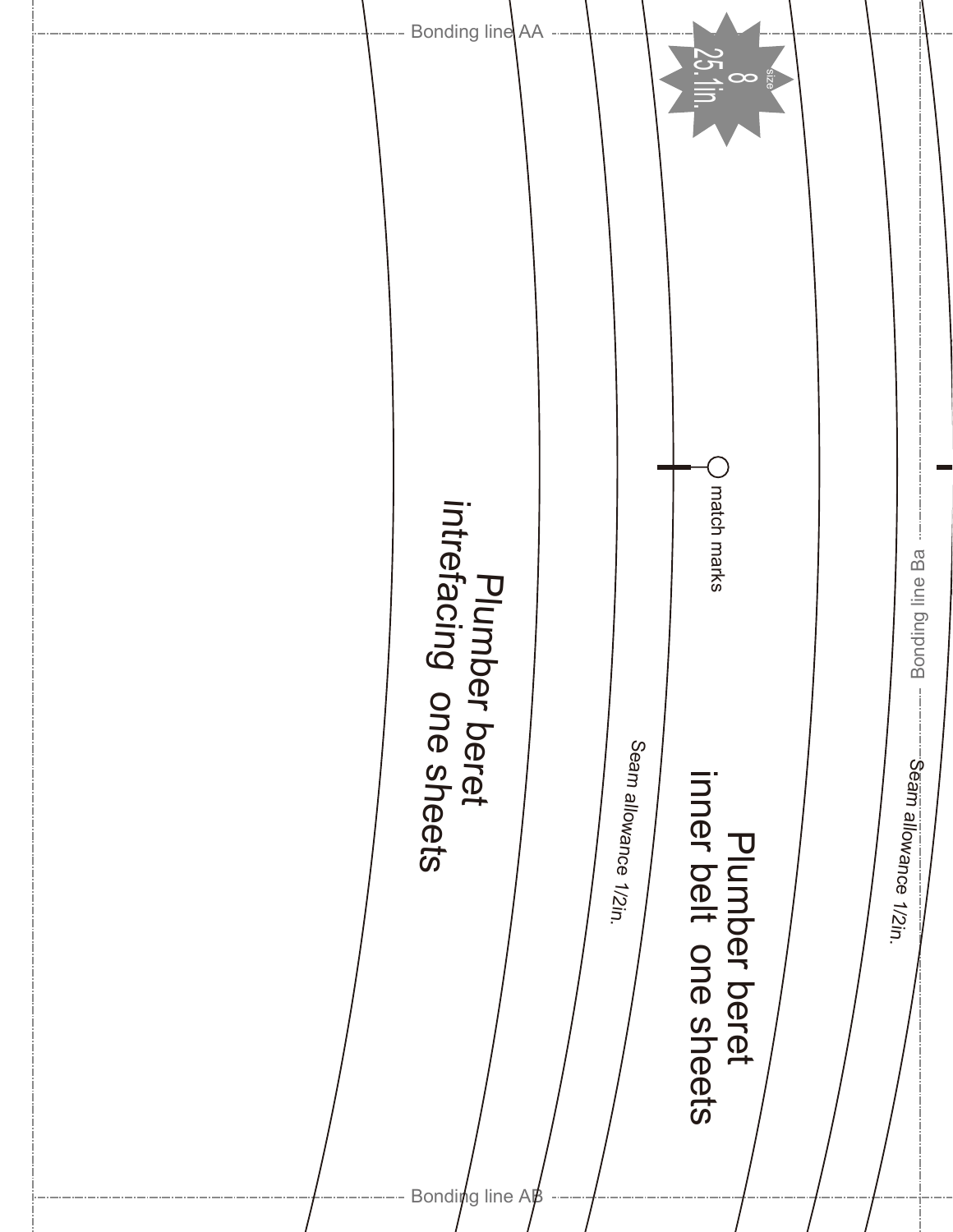Bonding line AA

size 8
25.1in.

match marks

Plumber beret
intrefacing one sheets

Seam allowance 1/2in.

Plumber beret
inner belt one sheets

Bonding line Ba

Seam allowance 1/2in.

Bonding line AB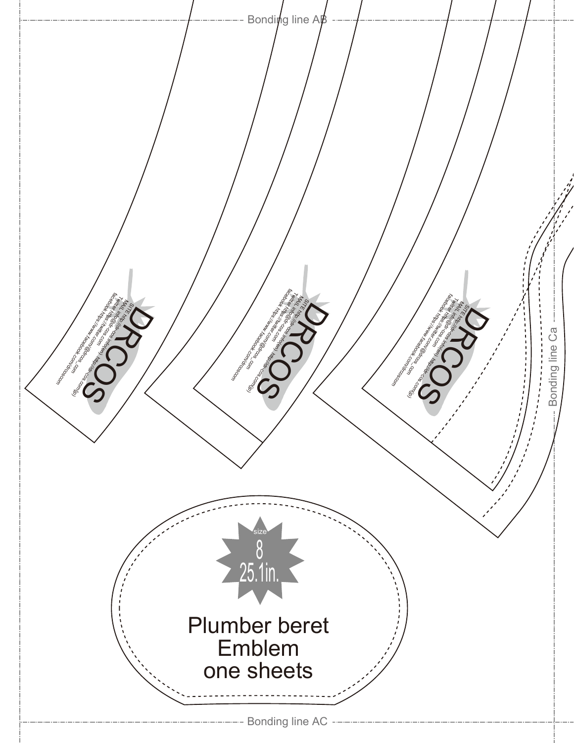Bonding line AB

DRCOS

SITE http://dr-cos.info(en) http://dr-cos.com(jp)
MAIL info@dr-cos.com
Twitter https://twitter.com/@drcos_com
facebook https://www.facebook.com/drcoscom

DRCOS

SITE http://dr-cos.info(en) http://dr-cos.com(jp)
MAIL info@dr-cos.com
Twitter https://twitter.com/@drcos_com
facebook https://www.facebook.com/drcoscom

DRCOS

SITE http://dr-cos.info(en) http://dr-cos.com(jp)
MAIL info@dr-cos.com
Twitter https://twitter.com/@drcos_com
facebook https://www.facebook.com/drcoscom

Bonding line Ca

size
8
25.1in.

Plumber beret
Emblem
one sheets

Bonding line AC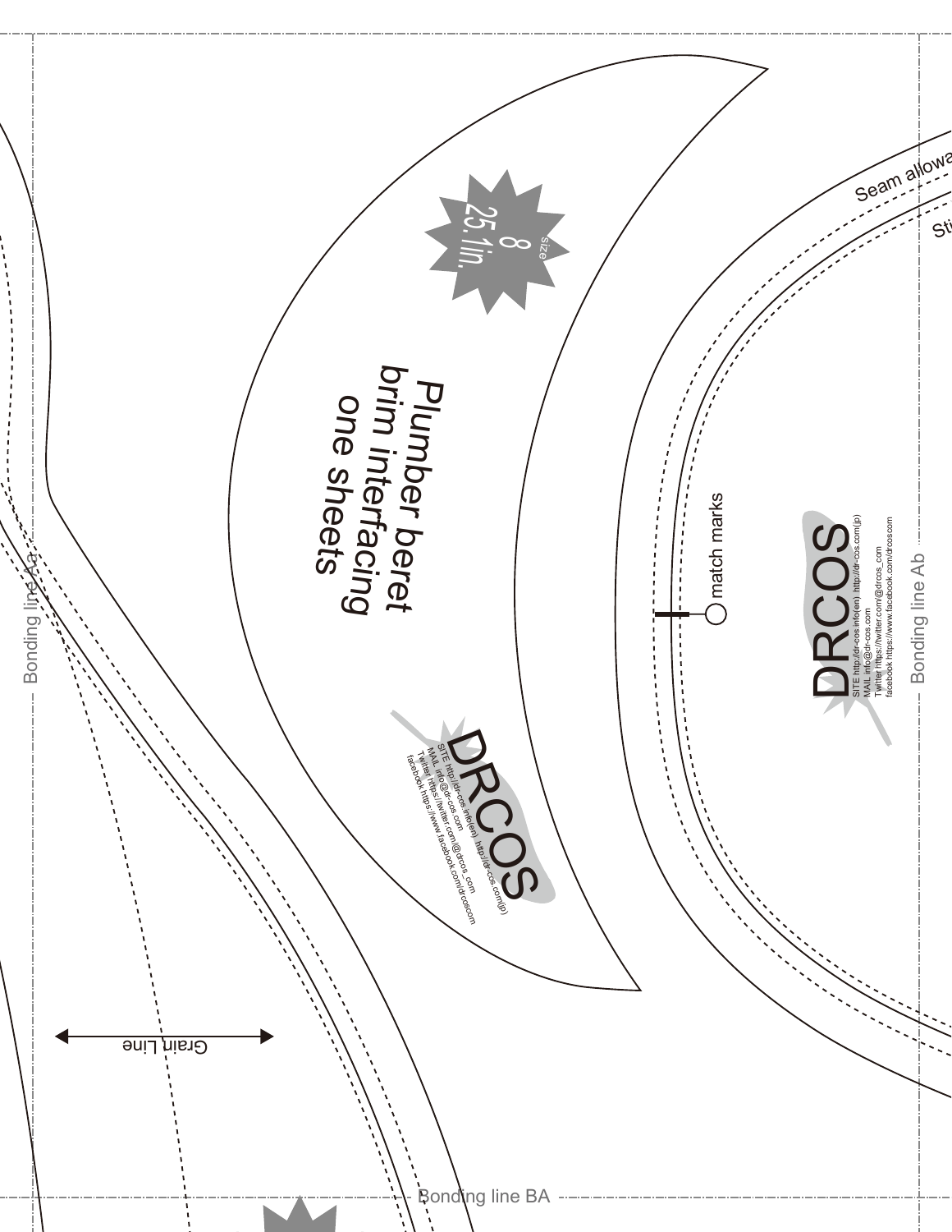size 8

25.1in.

Plumber beret brim interfacing one sheets

DRCOS

SITE http://dr-cos.info(en) http://dr-cos.com(jp)
MAIL info@dr-cos.com
Twitter https://twitter.com/@drcos_com
facebook https://www.facebook.com/drcoscom

match marks

DRCOS

SITE http://dr-cos.info(en) http://dr-cos.com(jp)
MAIL info@dr-cos.com
Twitter https://twitter.com/@drcos_com
facebook https://www.facebook.com/drcoscom

Seam allowa

Sti

Bonding line Aa

Bonding line Ab

Grain Line

Bonding line BA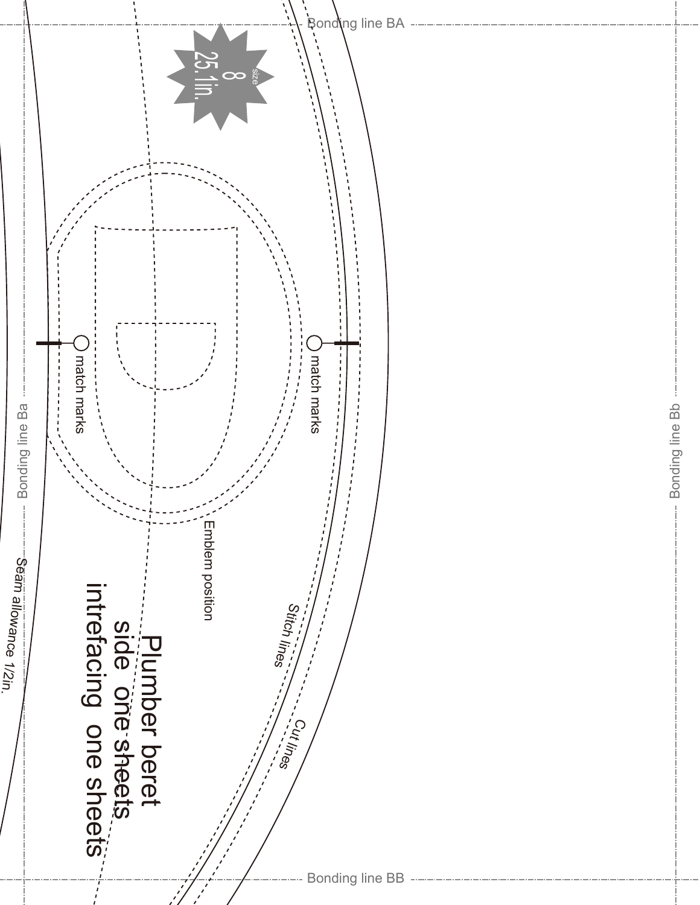Bonding line BA

size
8
25.1in.

match marks

match marks

Emblem position

Stitch lines

Cut lines

Seam allowance 1/2in.

Bonding line Ba

Bonding line Bb

Plumber beret
side one sheets
intrefacing one sheets

Bonding line BB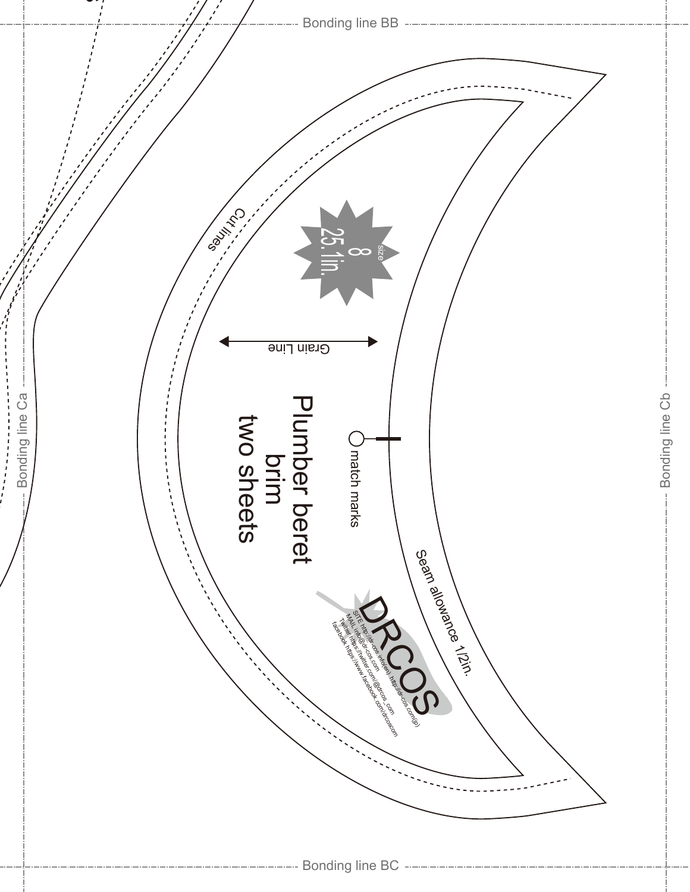Bonding line BB

Cut lines

size
8
25.1in.

Grain Line

Plumber beret
brim
two sheets

match marks

Seam allowance 1/2in.

DRCOS

SITE http://dr-cos.info(en) http://dr-cos.com(jp)
MAIL info@dr-cos.com
Twitter https://twitter.com/@drcos_com
facebook https://www.facebook.com/drcoscom

Bonding line Ca

Bonding line Cb

Bonding line BC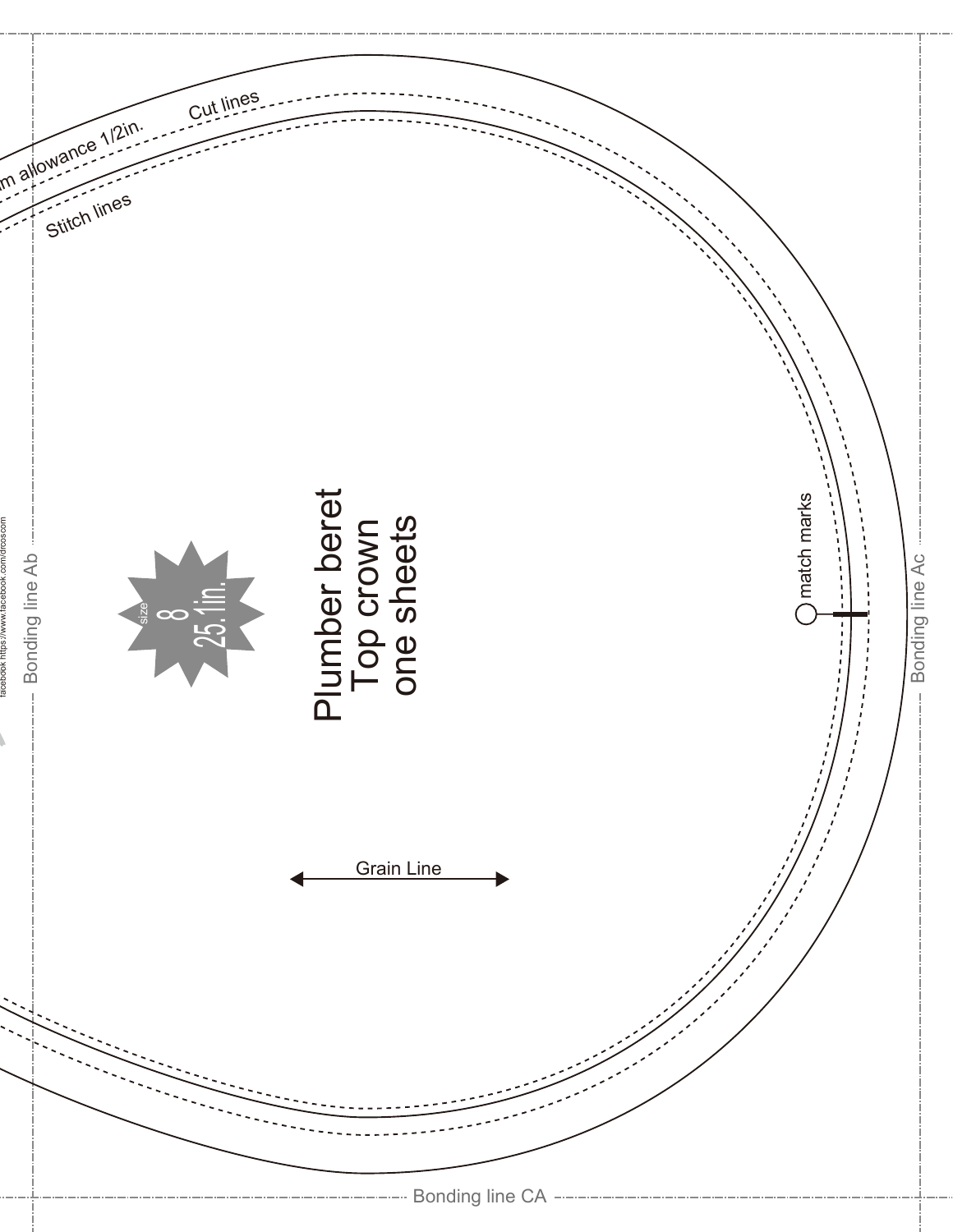Cut lines

m allowance 1/2in.

Stitch lines

facebook https://www.facebook.com/drcoscom

Bonding line Ab

size 8 25.1in.

Plumber beret
Top crown
one sheets

match marks

Bonding line Ac

Grain Line

Bonding line CA